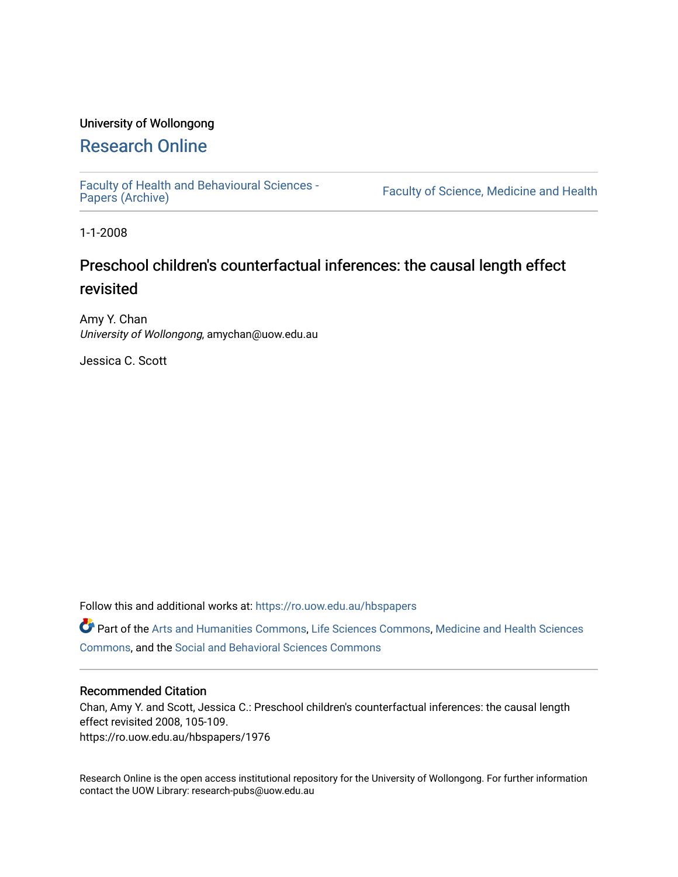University of Wollongong

# Research Online

Faculty of Health and Behavioural Sciences - Papers (Archive)

Faculty of Science, Medicine and Health

1-1-2008

## Preschool children's counterfactual inferences: the causal length effect revisited

Amy Y. Chan
*University of Wollongong*, amychan@uow.edu.au

Jessica C. Scott

Follow this and additional works at: https://ro.uow.edu.au/hbspapers

Part of the Arts and Humanities Commons, Life Sciences Commons, Medicine and Health Sciences Commons, and the Social and Behavioral Sciences Commons

### Recommended Citation

Chan, Amy Y. and Scott, Jessica C.: Preschool children's counterfactual inferences: the causal length effect revisited 2008, 105-109.
https://ro.uow.edu.au/hbspapers/1976

Research Online is the open access institutional repository for the University of Wollongong. For further information contact the UOW Library: research-pubs@uow.edu.au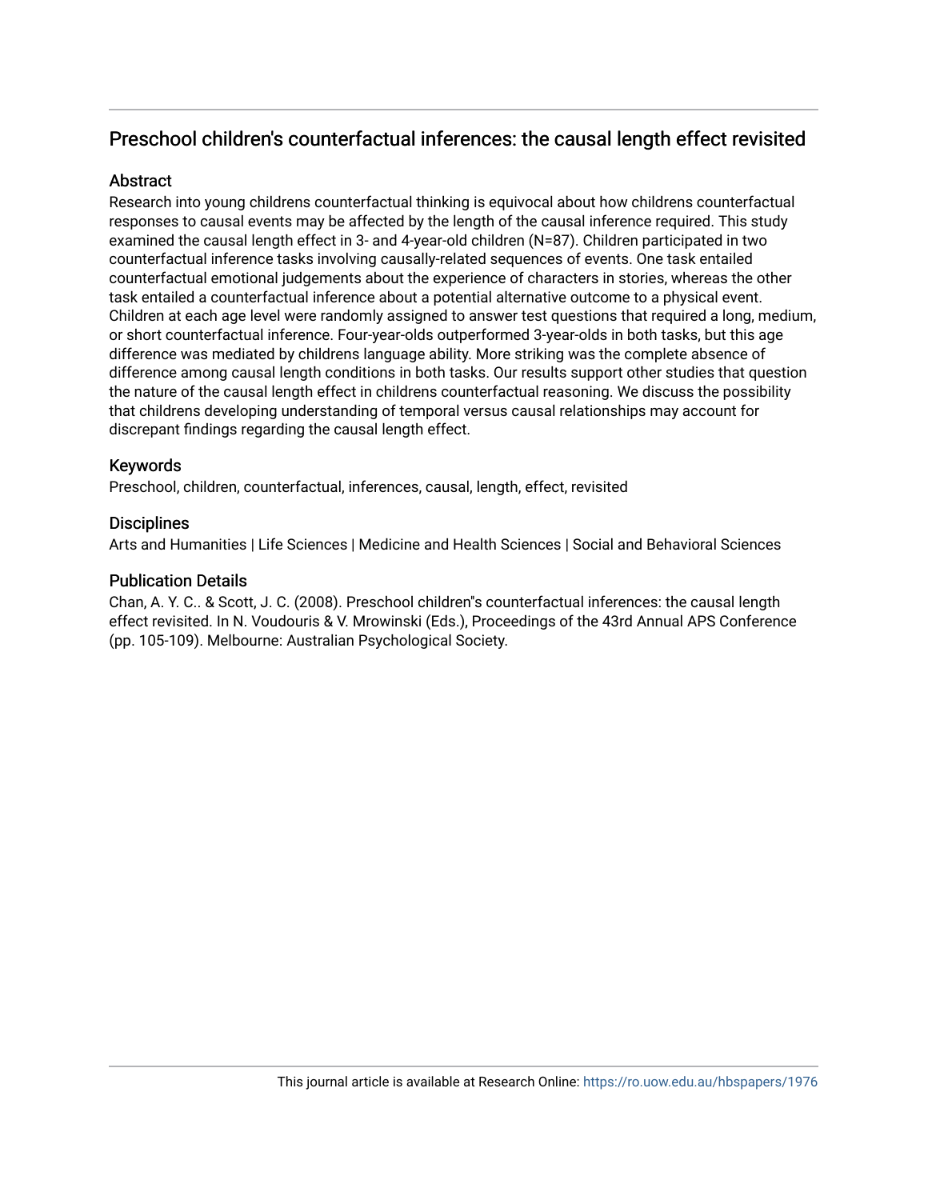## Preschool children's counterfactual inferences: the causal length effect revisited

### Abstract

Research into young childrens counterfactual thinking is equivocal about how childrens counterfactual responses to causal events may be affected by the length of the causal inference required. This study examined the causal length effect in 3- and 4-year-old children (N=87). Children participated in two counterfactual inference tasks involving causally-related sequences of events. One task entailed counterfactual emotional judgements about the experience of characters in stories, whereas the other task entailed a counterfactual inference about a potential alternative outcome to a physical event. Children at each age level were randomly assigned to answer test questions that required a long, medium, or short counterfactual inference. Four-year-olds outperformed 3-year-olds in both tasks, but this age difference was mediated by childrens language ability. More striking was the complete absence of difference among causal length conditions in both tasks. Our results support other studies that question the nature of the causal length effect in childrens counterfactual reasoning. We discuss the possibility that childrens developing understanding of temporal versus causal relationships may account for discrepant findings regarding the causal length effect.

### Keywords

Preschool, children, counterfactual, inferences, causal, length, effect, revisited

### Disciplines

Arts and Humanities | Life Sciences | Medicine and Health Sciences | Social and Behavioral Sciences

### Publication Details

Chan, A. Y. C.. & Scott, J. C. (2008). Preschool children"s counterfactual inferences: the causal length effect revisited. In N. Voudouris & V. Mrowinski (Eds.), Proceedings of the 43rd Annual APS Conference (pp. 105-109). Melbourne: Australian Psychological Society.

This journal article is available at Research Online: https://ro.uow.edu.au/hbspapers/1976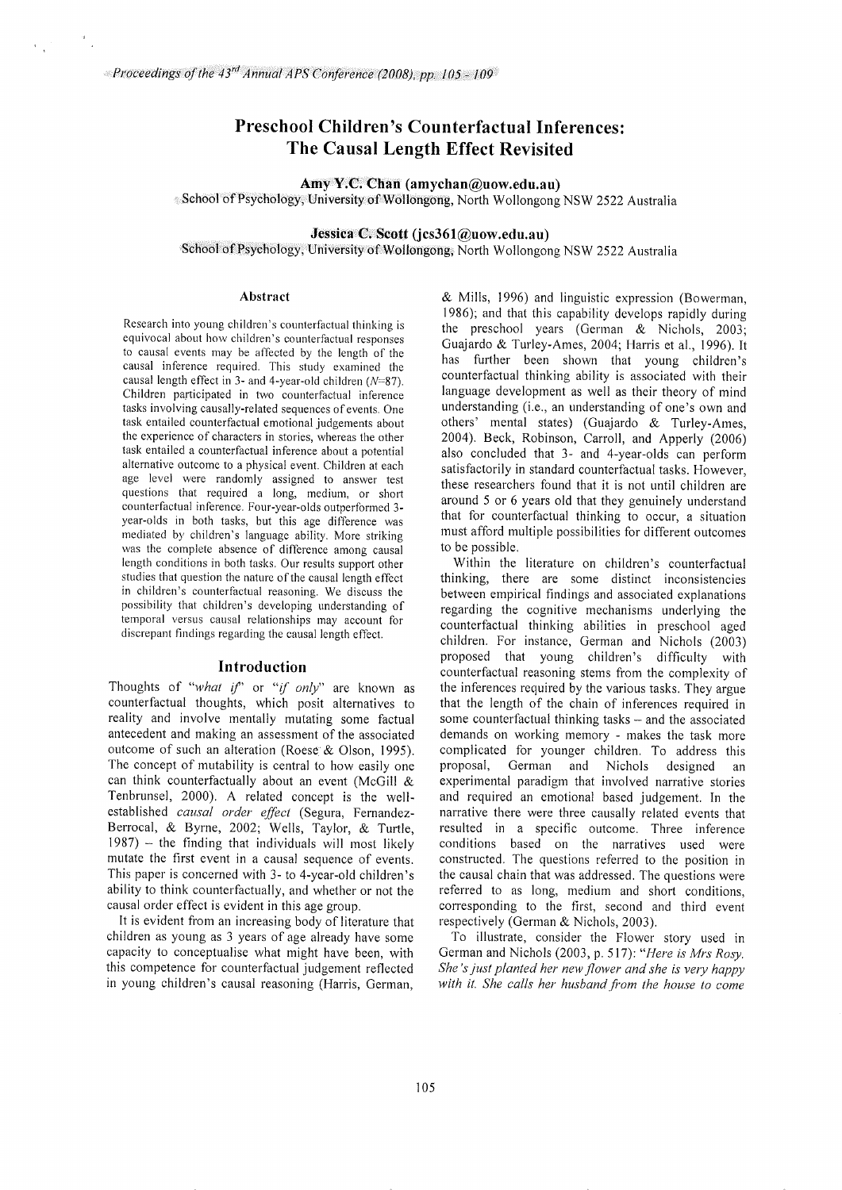# Preschool Children's Counterfactual Inferences: The Causal Length Effect Revisited

**Amy Y.C. Chan (amychan@uow.edu.au)**
School of Psychology, University of Wollongong, North Wollongong NSW 2522 Australia

**Jessica C. Scott (jcs361@uow.edu.au)**
School of Psychology, University of Wollongong, North Wollongong NSW 2522 Australia

## Abstract

Research into young children's counterfactual thinking is equivocal about how children's counterfactual responses to causal events may be affected by the length of the causal inference required. This study examined the causal length effect in 3- and 4-year-old children ($N$=87). Children participated in two counterfactual inference tasks involving causally-related sequences of events. One task entailed counterfactual emotional judgements about the experience of characters in stories, whereas the other task entailed a counterfactual inference about a potential alternative outcome to a physical event. Children at each age level were randomly assigned to answer test questions that required a long, medium, or short counterfactual inference. Four-year-olds outperformed 3-year-olds in both tasks, but this age difference was mediated by children's language ability. More striking was the complete absence of difference among causal length conditions in both tasks. Our results support other studies that question the nature of the causal length effect in children's counterfactual reasoning. We discuss the possibility that children's developing understanding of temporal versus causal relationships may account for discrepant findings regarding the causal length effect.

## Introduction

Thoughts of "*what if*" or "*if only*" are known as counterfactual thoughts, which posit alternatives to reality and involve mentally mutating some factual antecedent and making an assessment of the associated outcome of such an alteration (Roese & Olson, 1995). The concept of mutability is central to how easily one can think counterfactually about an event (McGill & Tenbrunsel, 2000). A related concept is the well-established *causal order effect* (Segura, Fernandez-Berrocal, & Byrne, 2002; Wells, Taylor, & Turtle, 1987) – the finding that individuals will most likely mutate the first event in a causal sequence of events. This paper is concerned with 3- to 4-year-old children's ability to think counterfactually, and whether or not the causal order effect is evident in this age group.

It is evident from an increasing body of literature that children as young as 3 years of age already have some capacity to conceptualise what might have been, with this competence for counterfactual judgement reflected in young children's causal reasoning (Harris, German, & Mills, 1996) and linguistic expression (Bowerman, 1986); and that this capability develops rapidly during the preschool years (German & Nichols, 2003; Guajardo & Turley-Ames, 2004; Harris et al., 1996). It has further been shown that young children's counterfactual thinking ability is associated with their language development as well as their theory of mind understanding (i.e., an understanding of one's own and others' mental states) (Guajardo & Turley-Ames, 2004). Beck, Robinson, Carroll, and Apperly (2006) also concluded that 3- and 4-year-olds can perform satisfactorily in standard counterfactual tasks. However, these researchers found that it is not until children are around 5 or 6 years old that they genuinely understand that for counterfactual thinking to occur, a situation must afford multiple possibilities for different outcomes to be possible.

Within the literature on children's counterfactual thinking, there are some distinct inconsistencies between empirical findings and associated explanations regarding the cognitive mechanisms underlying the counterfactual thinking abilities in preschool aged children. For instance, German and Nichols (2003) proposed that young children's difficulty with counterfactual reasoning stems from the complexity of the inferences required by the various tasks. They argue that the length of the chain of inferences required in some counterfactual thinking tasks – and the associated demands on working memory - makes the task more complicated for younger children. To address this proposal, German and Nichols designed an experimental paradigm that involved narrative stories and required an emotional based judgement. In the narrative there were three causally related events that resulted in a specific outcome. Three inference conditions based on the narratives used were constructed. The questions referred to the position in the causal chain that was addressed. The questions were referred to as long, medium and short conditions, corresponding to the first, second and third event respectively (German & Nichols, 2003).

To illustrate, consider the Flower story used in German and Nichols (2003, p. 517): "*Here is Mrs Rosy. She's just planted her new flower and she is very happy with it. She calls her husband from the house to come*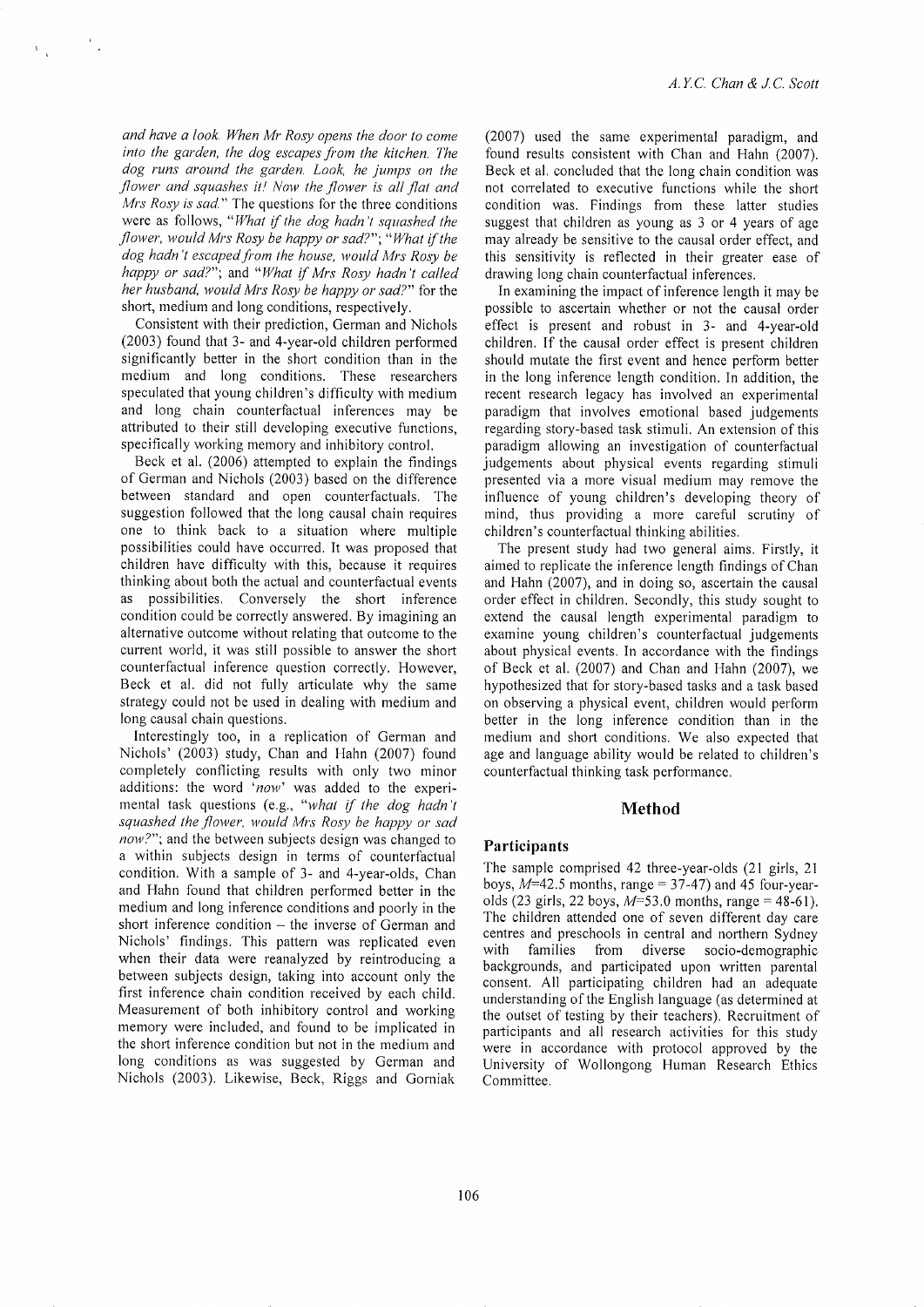*and have a look. When Mr Rosy opens the door to come into the garden, the dog escapes from the kitchen. The dog runs around the garden. Look, he jumps on the flower and squashes it! Now the flower is all flat and Mrs Rosy is sad.*" The questions for the three conditions were as follows, "*What if the dog hadn't squashed the flower, would Mrs Rosy be happy or sad?*"; "*What if the dog hadn't escaped from the house, would Mrs Rosy be happy or sad?*"; and "*What if Mrs Rosy hadn't called her husband, would Mrs Rosy be happy or sad?*" for the short, medium and long conditions, respectively.

Consistent with their prediction, German and Nichols (2003) found that 3- and 4-year-old children performed significantly better in the short condition than in the medium and long conditions. These researchers speculated that young children's difficulty with medium and long chain counterfactual inferences may be attributed to their still developing executive functions, specifically working memory and inhibitory control.

Beck et al. (2006) attempted to explain the findings of German and Nichols (2003) based on the difference between standard and open counterfactuals. The suggestion followed that the long causal chain requires one to think back to a situation where multiple possibilities could have occurred. It was proposed that children have difficulty with this, because it requires thinking about both the actual and counterfactual events as possibilities. Conversely the short inference condition could be correctly answered. By imagining an alternative outcome without relating that outcome to the current world, it was still possible to answer the short counterfactual inference question correctly. However, Beck et al. did not fully articulate why the same strategy could not be used in dealing with medium and long causal chain questions.

Interestingly too, in a replication of German and Nichols' (2003) study, Chan and Hahn (2007) found completely conflicting results with only two minor additions: the word '*now*' was added to the experimental task questions (e.g., "*what if the dog hadn't squashed the flower, would Mrs Rosy be happy or sad now?*"; and the between subjects design was changed to a within subjects design in terms of counterfactual condition. With a sample of 3- and 4-year-olds, Chan and Hahn found that children performed better in the medium and long inference conditions and poorly in the short inference condition – the inverse of German and Nichols' findings. This pattern was replicated even when their data were reanalyzed by reintroducing a between subjects design, taking into account only the first inference chain condition received by each child. Measurement of both inhibitory control and working memory were included, and found to be implicated in the short inference condition but not in the medium and long conditions as was suggested by German and Nichols (2003). Likewise, Beck, Riggs and Gorniak (2007) used the same experimental paradigm, and found results consistent with Chan and Hahn (2007). Beck et al. concluded that the long chain condition was not correlated to executive functions while the short condition was. Findings from these latter studies suggest that children as young as 3 or 4 years of age may already be sensitive to the causal order effect, and this sensitivity is reflected in their greater ease of drawing long chain counterfactual inferences.

In examining the impact of inference length it may be possible to ascertain whether or not the causal order effect is present and robust in 3- and 4-year-old children. If the causal order effect is present children should mutate the first event and hence perform better in the long inference length condition. In addition, the recent research legacy has involved an experimental paradigm that involves emotional based judgements regarding story-based task stimuli. An extension of this paradigm allowing an investigation of counterfactual judgements about physical events regarding stimuli presented via a more visual medium may remove the influence of young children's developing theory of mind, thus providing a more careful scrutiny of children's counterfactual thinking abilities.

The present study had two general aims. Firstly, it aimed to replicate the inference length findings of Chan and Hahn (2007), and in doing so, ascertain the causal order effect in children. Secondly, this study sought to extend the causal length experimental paradigm to examine young children's counterfactual judgements about physical events. In accordance with the findings of Beck et al. (2007) and Chan and Hahn (2007), we hypothesized that for story-based tasks and a task based on observing a physical event, children would perform better in the long inference condition than in the medium and short conditions. We also expected that age and language ability would be related to children's counterfactual thinking task performance.

## Method

### Participants

The sample comprised 42 three-year-olds (21 girls, 21 boys, $M$=42.5 months, range = 37-47) and 45 four-year-olds (23 girls, 22 boys, $M$=53.0 months, range = 48-61). The children attended one of seven different day care centres and preschools in central and northern Sydney with families from diverse socio-demographic backgrounds, and participated upon written parental consent. All participating children had an adequate understanding of the English language (as determined at the outset of testing by their teachers). Recruitment of participants and all research activities for this study were in accordance with protocol approved by the University of Wollongong Human Research Ethics Committee.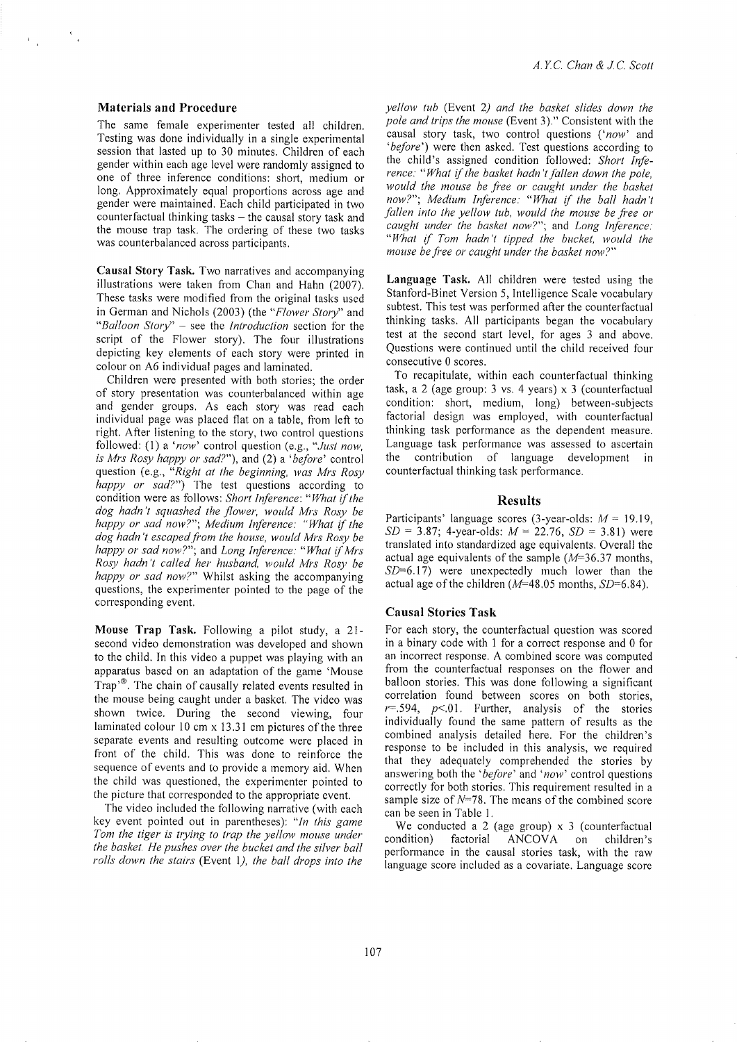## Materials and Procedure

The same female experimenter tested all children. Testing was done individually in a single experimental session that lasted up to 30 minutes. Children of each gender within each age level were randomly assigned to one of three inference conditions: short, medium or long. Approximately equal proportions across age and gender were maintained. Each child participated in two counterfactual thinking tasks – the causal story task and the mouse trap task. The ordering of these two tasks was counterbalanced across participants.

**Causal Story Task.** Two narratives and accompanying illustrations were taken from Chan and Hahn (2007). These tasks were modified from the original tasks used in German and Nichols (2003) (the "*Flower Story*" and "*Balloon Story*" – see the *Introduction* section for the script of the Flower story). The four illustrations depicting key elements of each story were printed in colour on A6 individual pages and laminated.

Children were presented with both stories; the order of story presentation was counterbalanced within age and gender groups. As each story was read each individual page was placed flat on a table, from left to right. After listening to the story, two control questions followed: (1) a '*now*' control question (e.g., "*Just now, is Mrs Rosy happy or sad?*"), and (2) a '*before*' control question (e.g., "*Right at the beginning, was Mrs Rosy happy or sad?*") The test questions according to condition were as follows: *Short Inference*: "*What if the dog hadn't squashed the flower, would Mrs Rosy be happy or sad now?*"; *Medium Inference: "What if the dog hadn't escaped from the house, would Mrs Rosy be happy or sad now?*"; and *Long Inference: "What if Mrs Rosy hadn't called her husband, would Mrs Rosy be happy or sad now?*" Whilst asking the accompanying questions, the experimenter pointed to the page of the corresponding event.

**Mouse Trap Task.** Following a pilot study, a 21-second video demonstration was developed and shown to the child. In this video a puppet was playing with an apparatus based on an adaptation of the game 'Mouse Trap'®. The chain of causally related events resulted in the mouse being caught under a basket. The video was shown twice. During the second viewing, four laminated colour 10 cm x 13.31 cm pictures of the three separate events and resulting outcome were placed in front of the child. This was done to reinforce the sequence of events and to provide a memory aid. When the child was questioned, the experimenter pointed to the picture that corresponded to the appropriate event.

The video included the following narrative (with each key event pointed out in parentheses): "*In this game Tom the tiger is trying to trap the yellow mouse under the basket. He pushes over the bucket and the silver ball rolls down the stairs* (Event 1*), the ball drops into the yellow tub* (Event 2*) and the basket slides down the pole and trips the mouse* (Event 3)." Consistent with the causal story task, two control questions ('*now*' and '*before*') were then asked. Test questions according to the child's assigned condition followed: *Short Inference: "What if the basket hadn't fallen down the pole, would the mouse be free or caught under the basket now?*"; *Medium Inference: "What if the ball hadn't fallen into the yellow tub, would the mouse be free or caught under the basket now?*"; and *Long Inference: "What if Tom hadn't tipped the bucket, would the mouse be free or caught under the basket now?*"

**Language Task.** All children were tested using the Stanford-Binet Version 5, Intelligence Scale vocabulary subtest. This test was performed after the counterfactual thinking tasks. All participants began the vocabulary test at the second start level, for ages 3 and above. Questions were continued until the child received four consecutive 0 scores.

To recapitulate, within each counterfactual thinking task, a 2 (age group: 3 vs. 4 years) x 3 (counterfactual condition: short, medium, long) between-subjects factorial design was employed, with counterfactual thinking task performance as the dependent measure. Language task performance was assessed to ascertain the contribution of language development in counterfactual thinking task performance.

## Results

Participants' language scores (3-year-olds: $M$ = 19.19, $SD$ = 3.87; 4-year-olds: $M$ = 22.76, $SD$ = 3.81) were translated into standardized age equivalents. Overall the actual age equivalents of the sample ($M$=36.37 months, $SD$=6.17) were unexpectedly much lower than the actual age of the children ($M$=48.05 months, $SD$=6.84).

### Causal Stories Task

For each story, the counterfactual question was scored in a binary code with 1 for a correct response and 0 for an incorrect response. A combined score was computed from the counterfactual responses on the flower and balloon stories. This was done following a significant correlation found between scores on both stories, $r$=.594, $p$<.01. Further, analysis of the stories individually found the same pattern of results as the combined analysis detailed here. For the children's response to be included in this analysis, we required that they adequately comprehended the stories by answering both the '*before*' and '*now*' control questions correctly for both stories. This requirement resulted in a sample size of $N$=78. The means of the combined score can be seen in Table 1.

We conducted a 2 (age group) x 3 (counterfactual condition) factorial ANCOVA on children's performance in the causal stories task, with the raw language score included as a covariate. Language score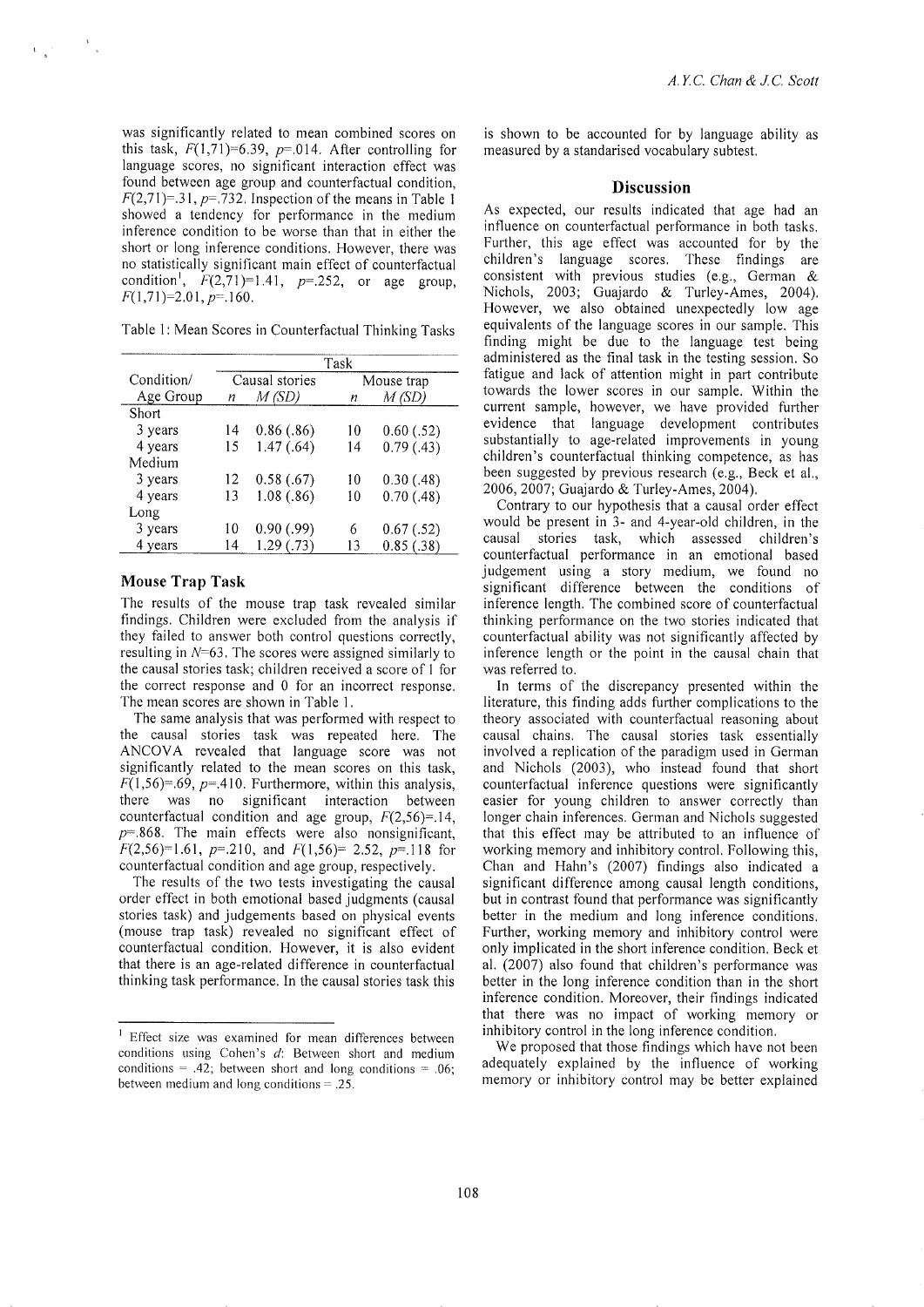was significantly related to mean combined scores on this task, $F(1,71)=6.39$, $p=.014$. After controlling for language scores, no significant interaction effect was found between age group and counterfactual condition, $F(2,71)=.31$, $p=.732$. Inspection of the means in Table 1 showed a tendency for performance in the medium inference condition to be worse than that in either the short or long inference conditions. However, there was no statistically significant main effect of counterfactual condition[1], $F(2,71)=1.41$, $p=.252$, or age group, $F(1,71)=2.01$, $p=.160$.

Table 1: Mean Scores in Counterfactual Thinking Tasks

| Condition/ Age Group | Causal stories *n* | Causal stories *M (SD)* | Mouse trap *n* | Mouse trap *M (SD)* |
|---|---|---|---|---|
| Short | | | | |
| 3 years | 14 | 0.86 (.86) | 10 | 0.60 (.52) |
| 4 years | 15 | 1.47 (.64) | 14 | 0.79 (.43) |
| Medium | | | | |
| 3 years | 12 | 0.58 (.67) | 10 | 0.30 (.48) |
| 4 years | 13 | 1.08 (.86) | 10 | 0.70 (.48) |
| Long | | | | |
| 3 years | 10 | 0.90 (.99) | 6 | 0.67 (.52) |
| 4 years | 14 | 1.29 (.73) | 13 | 0.85 (.38) |

## Mouse Trap Task

The results of the mouse trap task revealed similar findings. Children were excluded from the analysis if they failed to answer both control questions correctly, resulting in $N=63$. The scores were assigned similarly to the causal stories task; children received a score of 1 for the correct response and 0 for an incorrect response. The mean scores are shown in Table 1.

The same analysis that was performed with respect to the causal stories task was repeated here. The ANCOVA revealed that language score was not significantly related to the mean scores on this task, $F(1,56)=.69$, $p=.410$. Furthermore, within this analysis, there was no significant interaction between counterfactual condition and age group, $F(2,56)=.14$, $p=.868$. The main effects were also nonsignificant, $F(2,56)=1.61$, $p=.210$, and $F(1,56)=2.52$, $p=.118$ for counterfactual condition and age group, respectively.

The results of the two tests investigating the causal order effect in both emotional based judgments (causal stories task) and judgements based on physical events (mouse trap task) revealed no significant effect of counterfactual condition. However, it is also evident that there is an age-related difference in counterfactual thinking task performance. In the causal stories task this is shown to be accounted for by language ability as measured by a standarised vocabulary subtest.

[1] Effect size was examined for mean differences between conditions using Cohen's *d*: Between short and medium conditions = .42; between short and long conditions = .06; between medium and long conditions = .25.

## Discussion

As expected, our results indicated that age had an influence on counterfactual performance in both tasks. Further, this age effect was accounted for by the children's language scores. These findings are consistent with previous studies (e.g., German & Nichols, 2003; Guajardo & Turley-Ames, 2004). However, we also obtained unexpectedly low age equivalents of the language scores in our sample. This finding might be due to the language test being administered as the final task in the testing session. So fatigue and lack of attention might in part contribute towards the lower scores in our sample. Within the current sample, however, we have provided further evidence that language development contributes substantially to age-related improvements in young children's counterfactual thinking competence, as has been suggested by previous research (e.g., Beck et al., 2006, 2007; Guajardo & Turley-Ames, 2004).

Contrary to our hypothesis that a causal order effect would be present in 3- and 4-year-old children, in the causal stories task, which assessed children's counterfactual performance in an emotional based judgement using a story medium, we found no significant difference between the conditions of inference length. The combined score of counterfactual thinking performance on the two stories indicated that counterfactual ability was not significantly affected by inference length or the point in the causal chain that was referred to.

In terms of the discrepancy presented within the literature, this finding adds further complications to the theory associated with counterfactual reasoning about causal chains. The causal stories task essentially involved a replication of the paradigm used in German and Nichols (2003), who instead found that short counterfactual inference questions were significantly easier for young children to answer correctly than longer chain inferences. German and Nichols suggested that this effect may be attributed to an influence of working memory and inhibitory control. Following this, Chan and Hahn's (2007) findings also indicated a significant difference among causal length conditions, but in contrast found that performance was significantly better in the medium and long inference conditions. Further, working memory and inhibitory control were only implicated in the short inference condition. Beck et al. (2007) also found that children's performance was better in the long inference condition than in the short inference condition. Moreover, their findings indicated that there was no impact of working memory or inhibitory control in the long inference condition.

We proposed that those findings which have not been adequately explained by the influence of working memory or inhibitory control may be better explained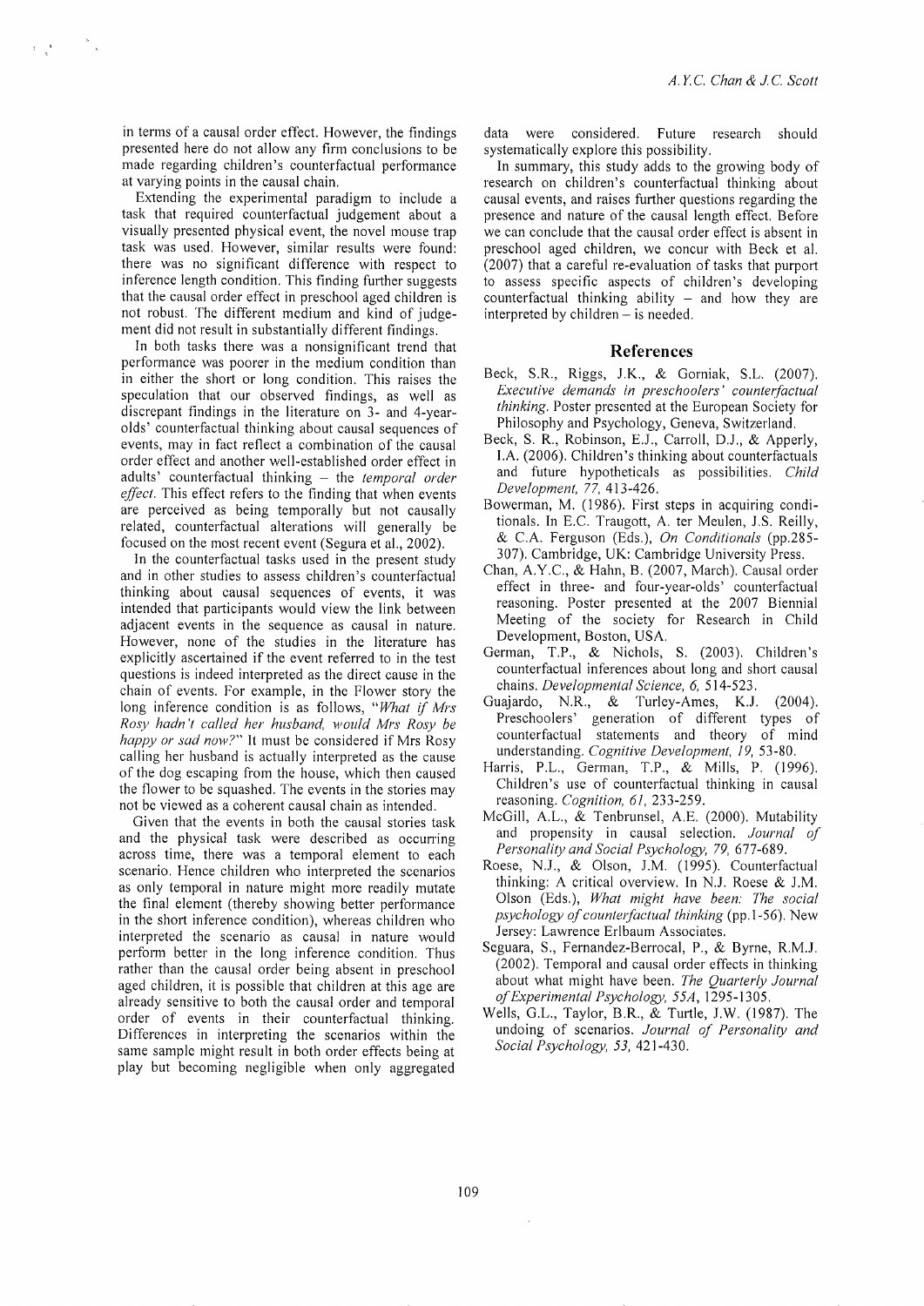in terms of a causal order effect. However, the findings presented here do not allow any firm conclusions to be made regarding children's counterfactual performance at varying points in the causal chain.

Extending the experimental paradigm to include a task that required counterfactual judgement about a visually presented physical event, the novel mouse trap task was used. However, similar results were found: there was no significant difference with respect to inference length condition. This finding further suggests that the causal order effect in preschool aged children is not robust. The different medium and kind of judgement did not result in substantially different findings.

In both tasks there was a nonsignificant trend that performance was poorer in the medium condition than in either the short or long condition. This raises the speculation that our observed findings, as well as discrepant findings in the literature on 3- and 4-year-olds' counterfactual thinking about causal sequences of events, may in fact reflect a combination of the causal order effect and another well-established order effect in adults' counterfactual thinking – the *temporal order effect*. This effect refers to the finding that when events are perceived as being temporally but not causally related, counterfactual alterations will generally be focused on the most recent event (Segura et al., 2002).

In the counterfactual tasks used in the present study and in other studies to assess children's counterfactual thinking about causal sequences of events, it was intended that participants would view the link between adjacent events in the sequence as causal in nature. However, none of the studies in the literature has explicitly ascertained if the event referred to in the test questions is indeed interpreted as the direct cause in the chain of events. For example, in the Flower story the long inference condition is as follows, *"What if Mrs Rosy hadn't called her husband, would Mrs Rosy be happy or sad now?"* It must be considered if Mrs Rosy calling her husband is actually interpreted as the cause of the dog escaping from the house, which then caused the flower to be squashed. The events in the stories may not be viewed as a coherent causal chain as intended.

Given that the events in both the causal stories task and the physical task were described as occurring across time, there was a temporal element to each scenario. Hence children who interpreted the scenarios as only temporal in nature might more readily mutate the final element (thereby showing better performance in the short inference condition), whereas children who interpreted the scenario as causal in nature would perform better in the long inference condition. Thus rather than the causal order being absent in preschool aged children, it is possible that children at this age are already sensitive to both the causal order and temporal order of events in their counterfactual thinking. Differences in interpreting the scenarios within the same sample might result in both order effects being at play but becoming negligible when only aggregated data were considered. Future research should systematically explore this possibility.

In summary, this study adds to the growing body of research on children's counterfactual thinking about causal events, and raises further questions regarding the presence and nature of the causal length effect. Before we can conclude that the causal order effect is absent in preschool aged children, we concur with Beck et al. (2007) that a careful re-evaluation of tasks that purport to assess specific aspects of children's developing counterfactual thinking ability – and how they are interpreted by children – is needed.

## References

Beck, S.R., Riggs, J.K., & Gorniak, S.L. (2007). *Executive demands in preschoolers' counterfactual thinking*. Poster presented at the European Society for Philosophy and Psychology, Geneva, Switzerland.

Beck, S. R., Robinson, E.J., Carroll, D.J., & Apperly, I.A. (2006). Children's thinking about counterfactuals and future hypotheticals as possibilities. *Child Development, 77*, 413-426.

Bowerman, M. (1986). First steps in acquiring conditionals. In E.C. Traugott, A. ter Meulen, J.S. Reilly, & C.A. Ferguson (Eds.), *On Conditionals* (pp.285-307). Cambridge, UK: Cambridge University Press.

Chan, A.Y.C., & Hahn, B. (2007, March). Causal order effect in three- and four-year-olds' counterfactual reasoning. Poster presented at the 2007 Biennial Meeting of the society for Research in Child Development, Boston, USA.

German, T.P., & Nichols, S. (2003). Children's counterfactual inferences about long and short causal chains. *Developmental Science, 6*, 514-523.

Guajardo, N.R., & Turley-Ames, K.J. (2004). Preschoolers' generation of different types of counterfactual statements and theory of mind understanding. *Cognitive Development, 19*, 53-80.

Harris, P.L., German, T.P., & Mills, P. (1996). Children's use of counterfactual thinking in causal reasoning. *Cognition, 61*, 233-259.

McGill, A.L., & Tenbrunsel, A.E. (2000). Mutability and propensity in causal selection. *Journal of Personality and Social Psychology, 79*, 677-689.

Roese, N.J., & Olson, J.M. (1995). Counterfactual thinking: A critical overview. In N.J. Roese & J.M. Olson (Eds.), *What might have been: The social psychology of counterfactual thinking* (pp.1-56). New Jersey: Lawrence Erlbaum Associates.

Seguara, S., Fernandez-Berrocal, P., & Byrne, R.M.J. (2002). Temporal and causal order effects in thinking about what might have been. *The Quarterly Journal of Experimental Psychology, 55A*, 1295-1305.

Wells, G.L., Taylor, B.R., & Turtle, J.W. (1987). The undoing of scenarios. *Journal of Personality and Social Psychology, 53*, 421-430.